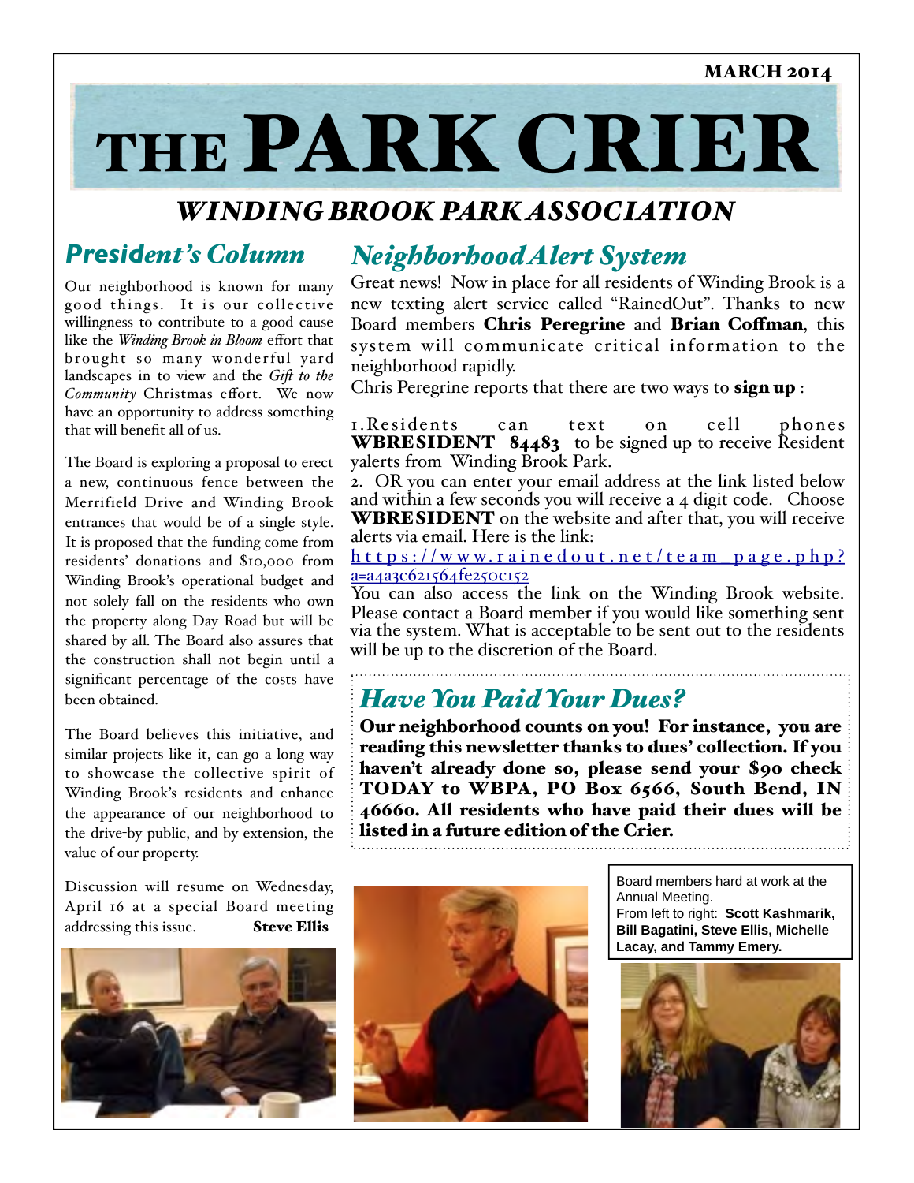MARCH 2014

# THE PARK CRIER

## *WINDING BROOK PARK ASSOCIATION*

## *President's Column*

Our neighborhood is known for many good things. It is our collective willingness to contribute to a good cause like the *Winding Brook in Bloom* effort that brought so many wonderful yard landscapes in to view and the *Gift to the Community* Christmas effort. We now have an opportunity to address something that will benefit all of us.

The Board is exploring a proposal to erect a new, continuous fence between the Merrifield Drive and Winding Brook entrances that would be of a single style. It is proposed that the funding come from residents' donations and $10,000 from Winding Brook's operational budget and not solely fall on the residents who own the property along Day Road but will be shared by all. The Board also assures that the construction shall not begin until a significant percentage of the costs have been obtained.

The Board believes this initiative, and similar projects like it, can go a long way to showcase the collective spirit of Winding Brook's residents and enhance the appearance of our neighborhood to the drive-by public, and by extension, the value of our property.

Discussion will resume on Wednesday, April 16 at a special Board meeting addressing this issue. **Steve Ellis**

## *Neighborhood Alert System*

Great news! Now in place for all residents of Winding Brook is a new texting alert service called "RainedOut". Thanks to new Board members **Chris Peregrine** and **Brian Coffman**, this system will communicate critical information to the neighborhood rapidly.

Chris Peregrine reports that there are two ways to **sign up** :

1. Residents can text on cell phones **WBRESIDENT 84483** to be signed up to receive Resident yalerts from Winding Brook Park.
2. OR you can enter your email address at the link listed below and within a few seconds you will receive a 4 digit code. Choose **WBRESIDENT** on the website and after that, you will receive alerts via email. Here is the link: https://www.rainedout.net/team_page.php?a=a4a3c621564fe250c152

You can also access the link on the Winding Brook website. Please contact a Board member if you would like something sent via the system. What is acceptable to be sent out to the residents will be up to the discretion of the Board.

## *Have You Paid Your Dues?*

**Our neighborhood counts on you! For instance, you are reading this newsletter thanks to dues' collection. If you haven't already done so, please send your $90 check TODAY to WBPA, PO Box 6566, South Bend, IN 46660. All residents who have paid their dues will be listed in a future edition of the Crier.**

Board members hard at work at the Annual Meeting.
From left to right: **Scott Kashmarik, Bill Bagatini, Steve Ellis, Michelle Lacay, and Tammy Emery.**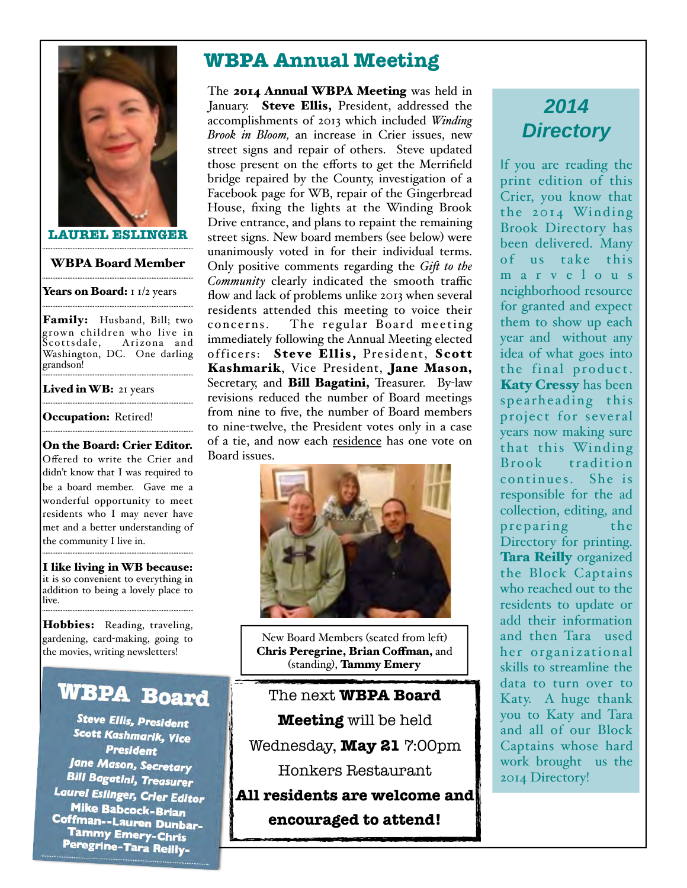**LAUREL ESLINGER**

**WBPA Board Member**

**Years on Board:** 1 1/2 years

**Family:** Husband, Bill; two grown children who live in Scottsdale, Arizona and Washington, DC. One darling grandson!

**Lived in WB:** 21 years

**Occupation:** Retired!

**On the Board: Crier Editor.** Offered to write the Crier and didn't know that I was required to be a board member. Gave me a wonderful opportunity to meet residents who I may never have met and a better understanding of the community I live in.

**I like living in WB because:** it is so convenient to everything in addition to being a lovely place to live.

**Hobbies:** Reading, traveling, gardening, card-making, going to the movies, writing newsletters!

## WBPA Board

*Steve Ellis, President*
*Scott Kashmarik, Vice President*
*Jane Mason, Secretary*
*Bill Bagatini, Treasurer*
*Laurel Eslinger, Crier Editor*
Mike Babcock-Brian Coffman--Lauren Dunbar-Tammy Emery-Chris Peregrine-Tara Reilly-

# WBPA Annual Meeting

The **2014 Annual WBPA Meeting** was held in January. **Steve Ellis,** President, addressed the accomplishments of 2013 which included *Winding Brook in Bloom,* an increase in Crier issues, new street signs and repair of others. Steve updated those present on the efforts to get the Merrifield bridge repaired by the County, investigation of a Facebook page for WB, repair of the Gingerbread House, fixing the lights at the Winding Brook Drive entrance, and plans to repaint the remaining street signs. New board members (see below) were unanimously voted in for their individual terms. Only positive comments regarding the *Gift to the Community* clearly indicated the smooth traffic flow and lack of problems unlike 2013 when several residents attended this meeting to voice their concerns. The regular Board meeting immediately following the Annual Meeting elected officers: **Steve Ellis,** President, **Scott Kashmarik**, Vice President, **Jane Mason,** Secretary, and **Bill Bagatini,** Treasurer. By-law revisions reduced the number of Board meetings from nine to five, the number of Board members to nine-twelve, the President votes only in a case of a tie, and now each residence has one vote on Board issues.

New Board Members (seated from left) **Chris Peregrine, Brian Coffman,** and (standing), **Tammy Emery**

The next **WBPA Board Meeting** will be held Wednesday, **May 21** 7:00pm Honkers Restaurant

**All residents are welcome and encouraged to attend!**

## 2014 Directory

If you are reading the print edition of this Crier, you know that the 2014 Winding Brook Directory has been delivered. Many of us take this marvelous neighborhood resource for granted and expect them to show up each year and without any idea of what goes into the final product. **Katy Cressy** has been spearheading this project for several years now making sure that this Winding Brook tradition continues. She is responsible for the ad collection, editing, and preparing the Directory for printing. **Tara Reilly** organized the Block Captains who reached out to the residents to update or add their information and then Tara used her organizational skills to streamline the data to turn over to Katy. A huge thank you to Katy and Tara and all of our Block Captains whose hard work brought us the 2014 Directory!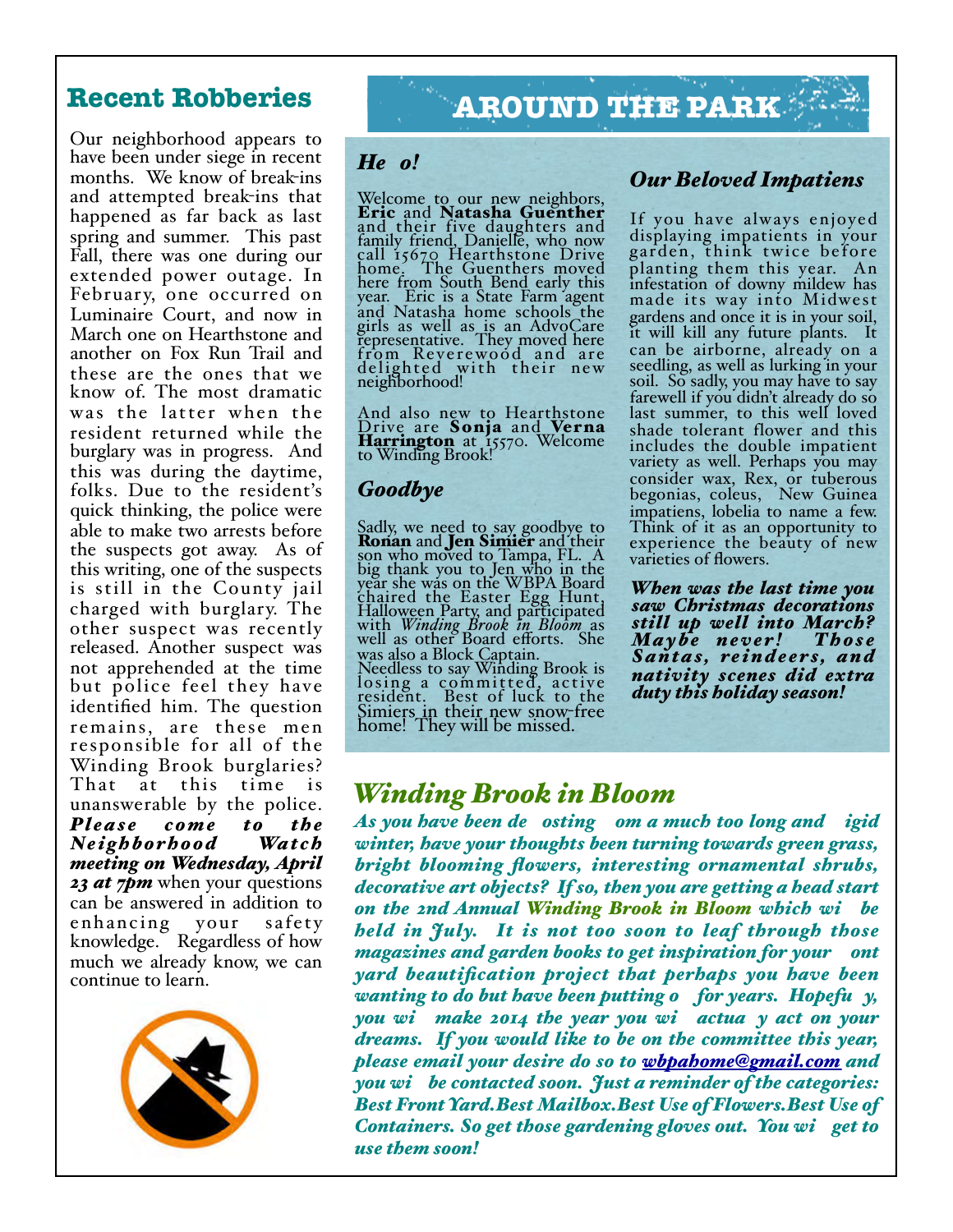## Recent Robberies

Our neighborhood appears to have been under siege in recent months. We know of break-ins and attempted break-ins that happened as far back as last spring and summer. This past Fall, there was one during our extended power outage. In February, one occurred on Luminaire Court, and now in March one on Hearthstone and another on Fox Run Trail and these are the ones that we know of. The most dramatic was the latter when the resident returned while the burglary was in progress. And this was during the daytime, folks. Due to the resident's quick thinking, the police were able to make two arrests before the suspects got away. As of this writing, one of the suspects is still in the County jail charged with burglary. The other suspect was recently released. Another suspect was not apprehended at the time but police feel they have identified him. The question remains, are these men responsible for all of the Winding Brook burglaries? That at this time is unanswerable by the police. ***Please come to the Neighborhood Watch meeting on Wednesday, April 23 at 7pm*** when your questions can be answered in addition to enhancing your safety knowledge. Regardless of how much we already know, we can continue to learn.

# AROUND THE PARK

### *Hello!*

Welcome to our new neighbors, **Eric** and **Natasha Guenther** and their five daughters and family friend, Danielle, who now call 15670 Hearthstone Drive home. The Guenthers moved here from South Bend early this year. Eric is a State Farm agent and Natasha home schools the girls as well as is an AdvoCare representative. They moved here from Reverewood and are delighted with their new neighborhood!

And also new to Hearthstone Drive are **Sonja** and **Verna Harrington** at 15570. Welcome to Winding Brook!

### *Goodbye*

Sadly, we need to say goodbye to **Ronan** and **Jen Simier** and their son who moved to Tampa, FL. A big thank you to Jen who in the year she was on the WBPA Board chaired the Easter Egg Hunt, Halloween Party, and participated with *Winding Brook in Bloom* as well as other Board efforts. She was also a Block Captain. Needless to say Winding Brook is losing a committed, active resident. Best of luck to the Simiers in their new snow-free home! They will be missed.

### *Our Beloved Impatiens*

If you have always enjoyed displaying impatients in your garden, think twice before planting them this year. An infestation of downy mildew has made its way into Midwest gardens and once it is in your soil, it will kill any future plants. It can be airborne, already on a seedling, as well as lurking in your soil. So sadly, you may have to say farewell if you didn't already do so last summer, to this well loved shade tolerant flower and this includes the double impatient variety as well. Perhaps you may consider wax, Rex, or tuberous begonias, coleus, New Guinea impatiens, lobelia to name a few. Think of it as an opportunity to experience the beauty of new varieties of flowers.

***When was the last time you saw Christmas decorations still up well into March? Maybe never! Those Santas, reindeers, and nativity scenes did extra duty this holiday season!***

## *Winding Brook in Bloom*

***As you have been defrosting from a much too long and frigid winter, have your thoughts been turning towards green grass, bright blooming flowers, interesting ornamental shrubs, decorative art objects? If so, then you are getting a head start on the 2nd Annual Winding Brook in Bloom which will be held in July. It is not too soon to leaf through those magazines and garden books to get inspiration for your front yard beautification project that perhaps you have been wanting to do but have been putting off for years. Hopefully, you will make 2014 the year you will actually act on your dreams. If you would like to be on the committee this year, please email your desire do so to [wbpahome@gmail.com](mailto:wbpahome@gmail.com) and you will be contacted soon. Just a reminder of the categories: Best Front Yard.Best Mailbox.Best Use of Flowers.Best Use of Containers. So get those gardening gloves out. You will get to use them soon!***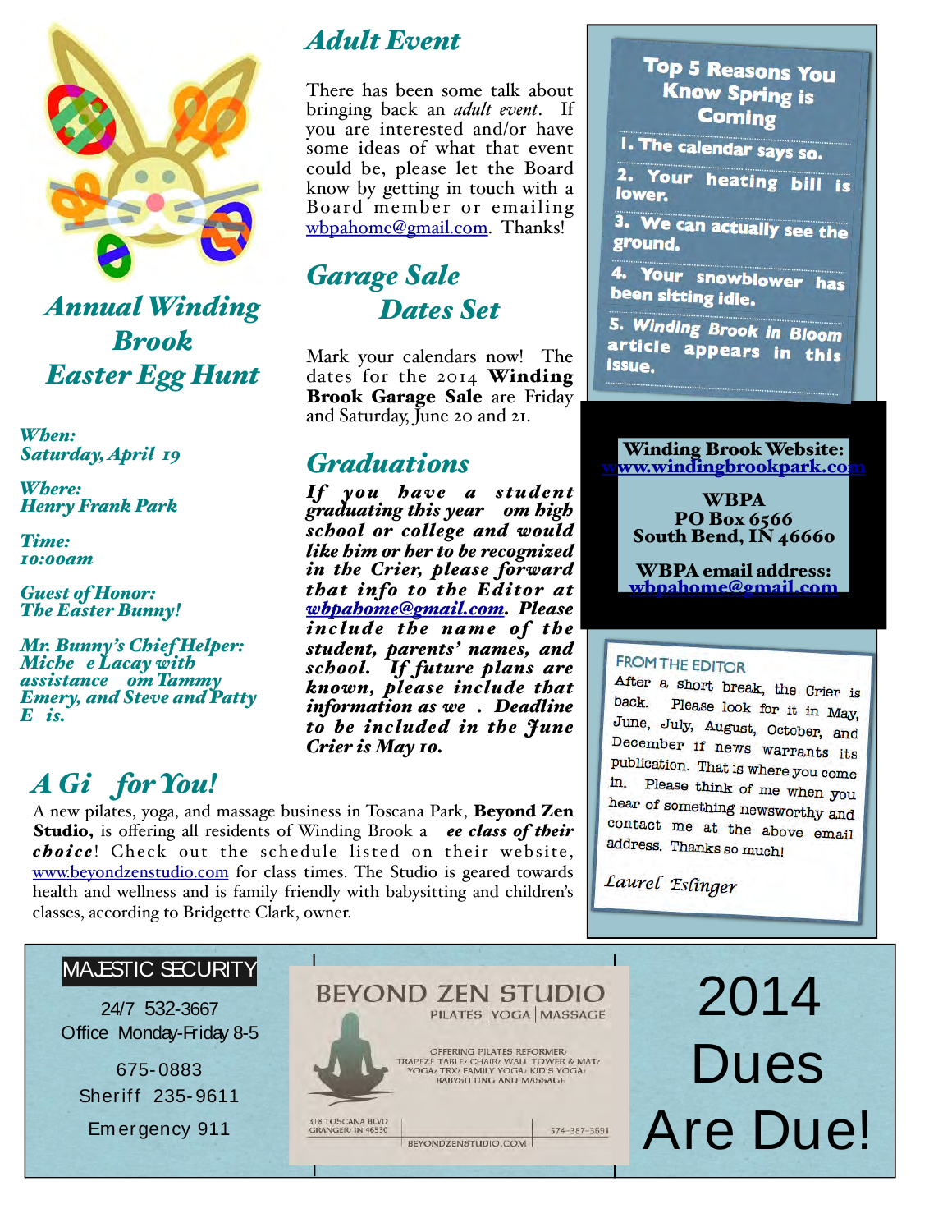## Annual Winding Brook Easter Egg Hunt

***When:***
***Saturday, April 19***

***Where:***
***Henry Frank Park***

***Time:***
***10:00am***

***Guest of Honor:***
***The Easter Bunny!***

***Mr. Bunny's Chief Helper: Miche e Lacay with assistance om Tammy Emery, and Steve and Patty E is.***

## Adult Event

There has been some talk about bringing back an *adult event*. If you are interested and/or have some ideas of what that event could be, please let the Board know by getting in touch with a Board member or emailing wbpahome@gmail.com. Thanks!

## Garage Sale Dates Set

Mark your calendars now! The dates for the 2014 **Winding Brook Garage Sale** are Friday and Saturday, June 20 and 21.

## Graduations

***If you have a student graduating this year om high school or college and would like him or her to be recognized in the Crier, please forward that info to the Editor at wbpahome@gmail.com. Please include the name of the student, parents' names, and school. If future plans are known, please include that information as we . Deadline to be included in the June Crier is May 10.***

## A Gi for You!

A new pilates, yoga, and massage business in Toscana Park, **Beyond Zen Studio,** is offering all residents of Winding Brook a ***ee class of their choice***! Check out the schedule listed on their website, www.beyondzenstudio.com for class times. The Studio is geared towards health and wellness and is family friendly with babysitting and children's classes, according to Bridgette Clark, owner.

### Top 5 Reasons You Know Spring is Coming

1. The calendar says so.
2. Your heating bill is lower.
3. We can actually see the ground.
4. Your snowblower has been sitting idle.
5. Winding Brook In Bloom article appears in this issue.

**Winding Brook Website:**
www.windingbrookpark.com

**WBPA**
**PO Box 6566**
**South Bend, IN 46660**

**WBPA email address:**
wbpahome@gmail.com

### FROM THE EDITOR

After a short break, the Crier is back. Please look for it in May, June, July, August, October, and December if news warrants its publication. That is where you come in. Please think of me when you hear of something newsworthy and contact me at the above email address. Thanks so much!

*Laurel Eslinger*

**MAJESTIC SECURITY**

24/7 532-3667
Office Monday-Friday 8-5

675-0883
Sheriff 235-9611

Emergency 911

**BEYOND ZEN STUDIO**
PILATES | YOGA | MASSAGE

OFFERING PILATES REFORMER, TRAPEZE TABLE, CHAIR, WALL TOWER & MAT, YOGA, TRX, FAMILY YOGA, KID'S YOGA, BABYSITTING AND MASSAGE

318 TOSCANA BLVD
GRANGER, IN 46530

574-387-3691

BEYONDZENSTUDIO.COM

# 2014 Dues Are Due!